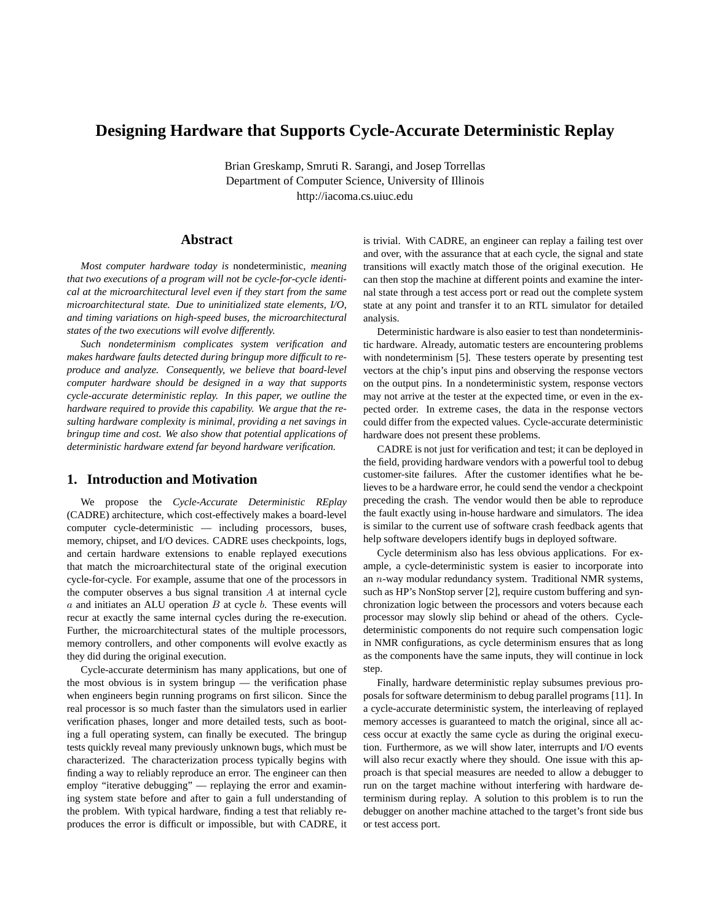# Designing Hardware that Supports Cycle-Accurate Deterministic Replay

Brian Greskamp, Smruti R. Sarangi, and Josep Torrellas
Department of Computer Science, University of Illinois
http://iacoma.cs.uiuc.edu

## Abstract

*Most computer hardware today is* nondeterministic, *meaning that two executions of a program will not be cycle-for-cycle identical at the microarchitectural level even if they start from the same microarchitectural state. Due to uninitialized state elements, I/O, and timing variations on high-speed buses, the microarchitectural states of the two executions will evolve differently.*

*Such nondeterminism complicates system verification and makes hardware faults detected during bringup more difficult to reproduce and analyze. Consequently, we believe that board-level computer hardware should be designed in a way that supports cycle-accurate deterministic replay. In this paper, we outline the hardware required to provide this capability. We argue that the resulting hardware complexity is minimal, providing a net savings in bringup time and cost. We also show that potential applications of deterministic hardware extend far beyond hardware verification.*

## 1. Introduction and Motivation

We propose the *Cycle-Accurate Deterministic REplay* (CADRE) architecture, which cost-effectively makes a board-level computer cycle-deterministic — including processors, buses, memory, chipset, and I/O devices. CADRE uses checkpoints, logs, and certain hardware extensions to enable replayed executions that match the microarchitectural state of the original execution cycle-for-cycle. For example, assume that one of the processors in the computer observes a bus signal transition $A$ at internal cycle $a$ and initiates an ALU operation $B$ at cycle $b$. These events will recur at exactly the same internal cycles during the re-execution. Further, the microarchitectural states of the multiple processors, memory controllers, and other components will evolve exactly as they did during the original execution.

Cycle-accurate determinism has many applications, but one of the most obvious is in system bringup — the verification phase when engineers begin running programs on first silicon. Since the real processor is so much faster than the simulators used in earlier verification phases, longer and more detailed tests, such as booting a full operating system, can finally be executed. The bringup tests quickly reveal many previously unknown bugs, which must be characterized. The characterization process typically begins with finding a way to reliably reproduce an error. The engineer can then employ "iterative debugging" — replaying the error and examining system state before and after to gain a full understanding of the problem. With typical hardware, finding a test that reliably reproduces the error is difficult or impossible, but with CADRE, it is trivial. With CADRE, an engineer can replay a failing test over and over, with the assurance that at each cycle, the signal and state transitions will exactly match those of the original execution. He can then stop the machine at different points and examine the internal state through a test access port or read out the complete system state at any point and transfer it to an RTL simulator for detailed analysis.

Deterministic hardware is also easier to test than nondeterministic hardware. Already, automatic testers are encountering problems with nondeterminism [5]. These testers operate by presenting test vectors at the chip's input pins and observing the response vectors on the output pins. In a nondeterministic system, response vectors may not arrive at the tester at the expected time, or even in the expected order. In extreme cases, the data in the response vectors could differ from the expected values. Cycle-accurate deterministic hardware does not present these problems.

CADRE is not just for verification and test; it can be deployed in the field, providing hardware vendors with a powerful tool to debug customer-site failures. After the customer identifies what he believes to be a hardware error, he could send the vendor a checkpoint preceding the crash. The vendor would then be able to reproduce the fault exactly using in-house hardware and simulators. The idea is similar to the current use of software crash feedback agents that help software developers identify bugs in deployed software.

Cycle determinism also has less obvious applications. For example, a cycle-deterministic system is easier to incorporate into an $n$-way modular redundancy system. Traditional NMR systems, such as HP's NonStop server [2], require custom buffering and synchronization logic between the processors and voters because each processor may slowly slip behind or ahead of the others. Cycle-deterministic components do not require such compensation logic in NMR configurations, as cycle determinism ensures that as long as the components have the same inputs, they will continue in lock step.

Finally, hardware deterministic replay subsumes previous proposals for software determinism to debug parallel programs [11]. In a cycle-accurate deterministic system, the interleaving of replayed memory accesses is guaranteed to match the original, since all access occur at exactly the same cycle as during the original execution. Furthermore, as we will show later, interrupts and I/O events will also recur exactly where they should. One issue with this approach is that special measures are needed to allow a debugger to run on the target machine without interfering with hardware determinism during replay. A solution to this problem is to run the debugger on another machine attached to the target's front side bus or test access port.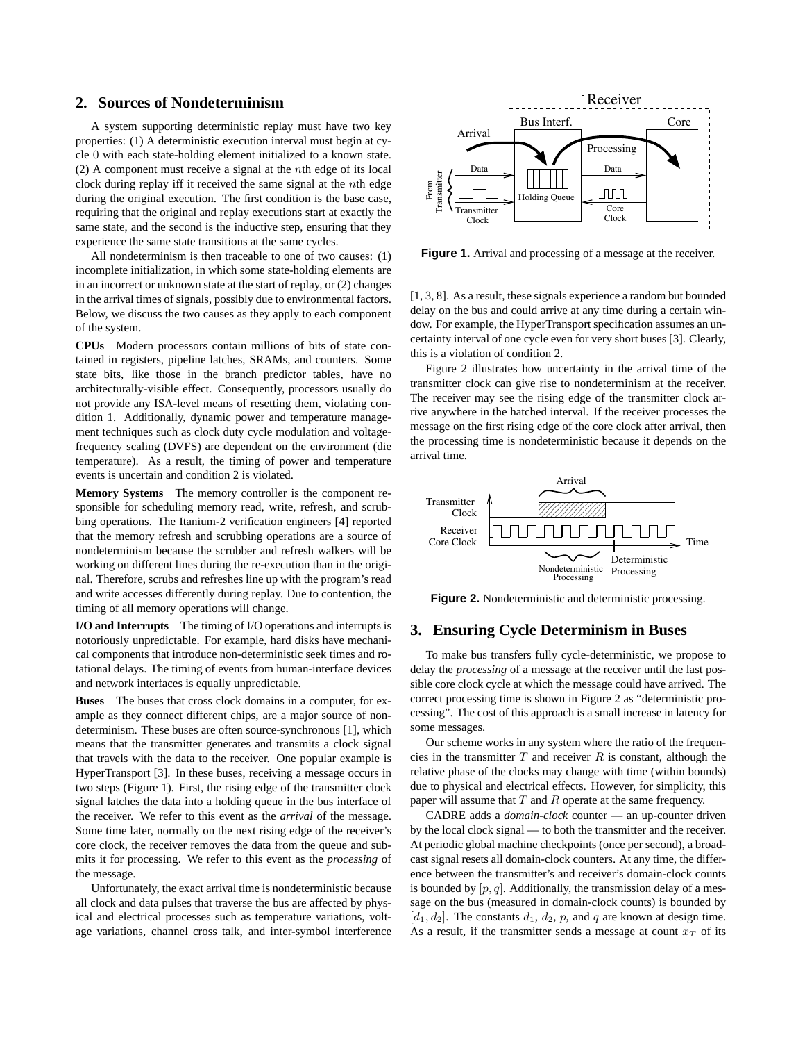## 2. Sources of Nondeterminism

A system supporting deterministic replay must have two key properties: (1) A deterministic execution interval must begin at cycle 0 with each state-holding element initialized to a known state. (2) A component must receive a signal at the $n$th edge of its local clock during replay iff it received the same signal at the $n$th edge during the original execution. The first condition is the base case, requiring that the original and replay executions start at exactly the same state, and the second is the inductive step, ensuring that they experience the same state transitions at the same cycles.

All nondeterminism is then traceable to one of two causes: (1) incomplete initialization, in which some state-holding elements are in an incorrect or unknown state at the start of replay, or (2) changes in the arrival times of signals, possibly due to environmental factors. Below, we discuss the two causes as they apply to each component of the system.

**CPUs** Modern processors contain millions of bits of state contained in registers, pipeline latches, SRAMs, and counters. Some state bits, like those in the branch predictor tables, have no architecturally-visible effect. Consequently, processors usually do not provide any ISA-level means of resetting them, violating condition 1. Additionally, dynamic power and temperature management techniques such as clock duty cycle modulation and voltage-frequency scaling (DVFS) are dependent on the environment (die temperature). As a result, the timing of power and temperature events is uncertain and condition 2 is violated.

**Memory Systems** The memory controller is the component responsible for scheduling memory read, write, refresh, and scrubbing operations. The Itanium-2 verification engineers [4] reported that the memory refresh and scrubbing operations are a source of nondeterminism because the scrubber and refresh walkers will be working on different lines during the re-execution than in the original. Therefore, scrubs and refreshes line up with the program's read and write accesses differently during replay. Due to contention, the timing of all memory operations will change.

**I/O and Interrupts** The timing of I/O operations and interrupts is notoriously unpredictable. For example, hard disks have mechanical components that introduce non-deterministic seek times and rotational delays. The timing of events from human-interface devices and network interfaces is equally unpredictable.

**Buses** The buses that cross clock domains in a computer, for example as they connect different chips, are a major source of nondeterminism. These buses are often source-synchronous [1], which means that the transmitter generates and transmits a clock signal that travels with the data to the receiver. One popular example is HyperTransport [3]. In these buses, receiving a message occurs in two steps (Figure 1). First, the rising edge of the transmitter clock signal latches the data into a holding queue in the bus interface of the receiver. We refer to this event as the *arrival* of the message. Some time later, normally on the next rising edge of the receiver's core clock, the receiver removes the data from the queue and submits it for processing. We refer to this event as the *processing* of the message.

Unfortunately, the exact arrival time is nondeterministic because all clock and data pulses that traverse the bus are affected by physical and electrical processes such as temperature variations, voltage variations, channel cross talk, and inter-symbol interference [1, 3, 8]. As a result, these signals experience a random but bounded delay on the bus and could arrive at any time during a certain window. For example, the HyperTransport specification assumes an uncertainty interval of one cycle even for very short buses [3]. Clearly, this is a violation of condition 2.

**Figure 1.** Arrival and processing of a message at the receiver.

Figure 2 illustrates how uncertainty in the arrival time of the transmitter clock can give rise to nondeterminism at the receiver. The receiver may see the rising edge of the transmitter clock arrive anywhere in the hatched interval. If the receiver processes the message on the first rising edge of the core clock after arrival, then the processing time is nondeterministic because it depends on the arrival time.

**Figure 2.** Nondeterministic and deterministic processing.

## 3. Ensuring Cycle Determinism in Buses

To make bus transfers fully cycle-deterministic, we propose to delay the *processing* of a message at the receiver until the last possible core clock cycle at which the message could have arrived. The correct processing time is shown in Figure 2 as "deterministic processing". The cost of this approach is a small increase in latency for some messages.

Our scheme works in any system where the ratio of the frequencies in the transmitter $T$ and receiver $R$ is constant, although the relative phase of the clocks may change with time (within bounds) due to physical and electrical effects. However, for simplicity, this paper will assume that $T$ and $R$ operate at the same frequency.

CADRE adds a *domain-clock* counter — an up-counter driven by the local clock signal — to both the transmitter and the receiver. At periodic global machine checkpoints (once per second), a broadcast signal resets all domain-clock counters. At any time, the difference between the transmitter's and receiver's domain-clock counts is bounded by $[p, q]$. Additionally, the transmission delay of a message on the bus (measured in domain-clock counts) is bounded by $[d_1, d_2]$. The constants $d_1$, $d_2$, $p$, and $q$ are known at design time. As a result, if the transmitter sends a message at count $x_T$ of its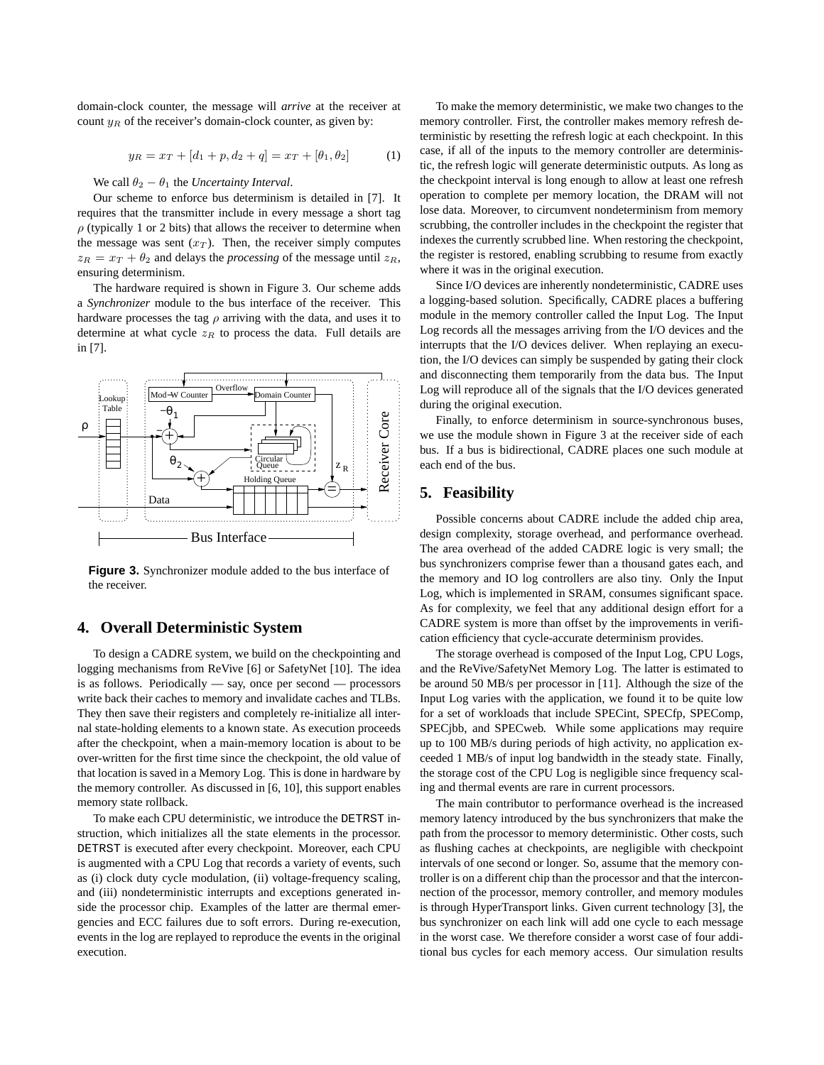domain-clock counter, the message will *arrive* at the receiver at count $y_R$ of the receiver's domain-clock counter, as given by:

$$y_R = x_T + [d_1 + p, d_2 + q] = x_T + [\theta_1, \theta_2] \quad (1)$$

We call $\theta_2 - \theta_1$ the *Uncertainty Interval*.

Our scheme to enforce bus determinism is detailed in [7]. It requires that the transmitter include in every message a short tag $\rho$ (typically 1 or 2 bits) that allows the receiver to determine when the message was sent ($x_T$). Then, the receiver simply computes $z_R = x_T + \theta_2$ and delays the *processing* of the message until $z_R$, ensuring determinism.

The hardware required is shown in Figure 3. Our scheme adds a *Synchronizer* module to the bus interface of the receiver. This hardware processes the tag $\rho$ arriving with the data, and uses it to determine at what cycle $z_R$ to process the data. Full details are in [7].

**Figure 3.** Synchronizer module added to the bus interface of the receiver.

## 4. Overall Deterministic System

To design a CADRE system, we build on the checkpointing and logging mechanisms from ReVive [6] or SafetyNet [10]. The idea is as follows. Periodically — say, once per second — processors write back their caches to memory and invalidate caches and TLBs. They then save their registers and completely re-initialize all internal state-holding elements to a known state. As execution proceeds after the checkpoint, when a main-memory location is about to be over-written for the first time since the checkpoint, the old value of that location is saved in a Memory Log. This is done in hardware by the memory controller. As discussed in [6, 10], this support enables memory state rollback.

To make each CPU deterministic, we introduce the `DETRST` instruction, which initializes all the state elements in the processor. `DETRST` is executed after every checkpoint. Moreover, each CPU is augmented with a CPU Log that records a variety of events, such as (i) clock duty cycle modulation, (ii) voltage-frequency scaling, and (iii) nondeterministic interrupts and exceptions generated inside the processor chip. Examples of the latter are thermal emergencies and ECC failures due to soft errors. During re-execution, events in the log are replayed to reproduce the events in the original execution.

To make the memory deterministic, we make two changes to the memory controller. First, the controller makes memory refresh deterministic by resetting the refresh logic at each checkpoint. In this case, if all of the inputs to the memory controller are deterministic, the refresh logic will generate deterministic outputs. As long as the checkpoint interval is long enough to allow at least one refresh operation to complete per memory location, the DRAM will not lose data. Moreover, to circumvent nondeterminism from memory scrubbing, the controller includes in the checkpoint the register that indexes the currently scrubbed line. When restoring the checkpoint, the register is restored, enabling scrubbing to resume from exactly where it was in the original execution.

Since I/O devices are inherently nondeterministic, CADRE uses a logging-based solution. Specifically, CADRE places a buffering module in the memory controller called the Input Log. The Input Log records all the messages arriving from the I/O devices and the interrupts that the I/O devices deliver. When replaying an execution, the I/O devices can simply be suspended by gating their clock and disconnecting them temporarily from the data bus. The Input Log will reproduce all of the signals that the I/O devices generated during the original execution.

Finally, to enforce determinism in source-synchronous buses, we use the module shown in Figure 3 at the receiver side of each bus. If a bus is bidirectional, CADRE places one such module at each end of the bus.

## 5. Feasibility

Possible concerns about CADRE include the added chip area, design complexity, storage overhead, and performance overhead. The area overhead of the added CADRE logic is very small; the bus synchronizers comprise fewer than a thousand gates each, and the memory and IO log controllers are also tiny. Only the Input Log, which is implemented in SRAM, consumes significant space. As for complexity, we feel that any additional design effort for a CADRE system is more than offset by the improvements in verification efficiency that cycle-accurate determinism provides.

The storage overhead is composed of the Input Log, CPU Logs, and the ReVive/SafetyNet Memory Log. The latter is estimated to be around 50 MB/s per processor in [11]. Although the size of the Input Log varies with the application, we found it to be quite low for a set of workloads that include SPECint, SPECfp, SPECcomp, SPECjbb, and SPECweb. While some applications may require up to 100 MB/s during periods of high activity, no application exceeded 1 MB/s of input log bandwidth in the steady state. Finally, the storage cost of the CPU Log is negligible since frequency scaling and thermal events are rare in current processors.

The main contributor to performance overhead is the increased memory latency introduced by the bus synchronizers that make the path from the processor to memory deterministic. Other costs, such as flushing caches at checkpoints, are negligible with checkpoint intervals of one second or longer. So, assume that the memory controller is on a different chip than the processor and that the interconnection of the processor, memory controller, and memory modules is through HyperTransport links. Given current technology [3], the bus synchronizer on each link will add one cycle to each message in the worst case. We therefore consider a worst case of four additional bus cycles for each memory access. Our simulation results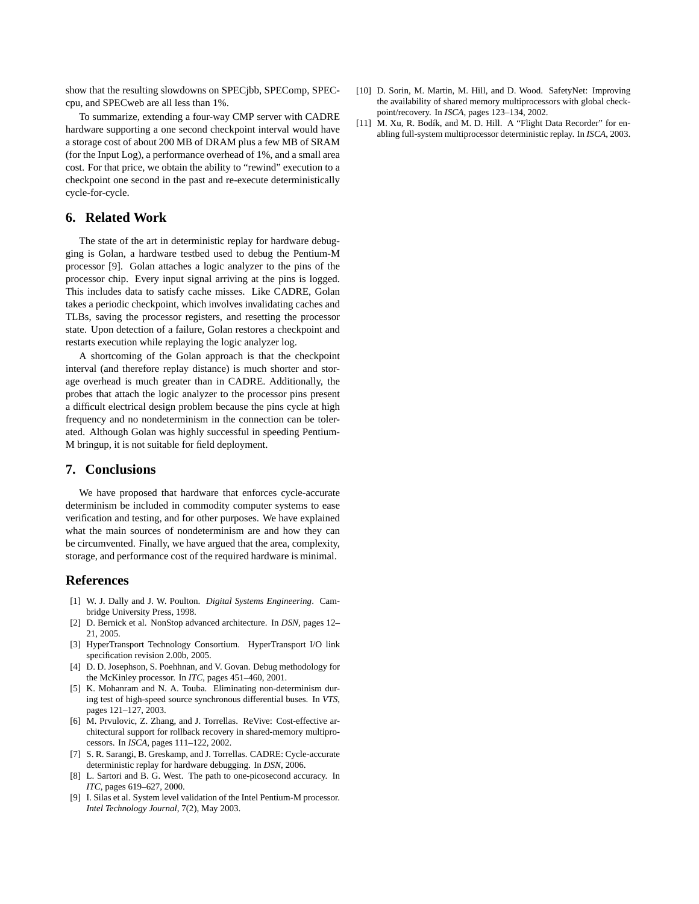show that the resulting slowdowns on SPECjbb, SPEComp, SPECcpu, and SPECweb are all less than 1%.

To summarize, extending a four-way CMP server with CADRE hardware supporting a one second checkpoint interval would have a storage cost of about 200 MB of DRAM plus a few MB of SRAM (for the Input Log), a performance overhead of 1%, and a small area cost. For that price, we obtain the ability to "rewind" execution to a checkpoint one second in the past and re-execute deterministically cycle-for-cycle.

## 6. Related Work

The state of the art in deterministic replay for hardware debugging is Golan, a hardware testbed used to debug the Pentium-M processor [9]. Golan attaches a logic analyzer to the pins of the processor chip. Every input signal arriving at the pins is logged. This includes data to satisfy cache misses. Like CADRE, Golan takes a periodic checkpoint, which involves invalidating caches and TLBs, saving the processor registers, and resetting the processor state. Upon detection of a failure, Golan restores a checkpoint and restarts execution while replaying the logic analyzer log.

A shortcoming of the Golan approach is that the checkpoint interval (and therefore replay distance) is much shorter and storage overhead is much greater than in CADRE. Additionally, the probes that attach the logic analyzer to the processor pins present a difficult electrical design problem because the pins cycle at high frequency and no nondeterminism in the connection can be tolerated. Although Golan was highly successful in speeding Pentium-M bringup, it is not suitable for field deployment.

## 7. Conclusions

We have proposed that hardware that enforces cycle-accurate determinism be included in commodity computer systems to ease verification and testing, and for other purposes. We have explained what the main sources of nondeterminism are and how they can be circumvented. Finally, we have argued that the area, complexity, storage, and performance cost of the required hardware is minimal.

## References

[1] W. J. Dally and J. W. Poulton. *Digital Systems Engineering*. Cambridge University Press, 1998.

[2] D. Bernick et al. NonStop advanced architecture. In *DSN*, pages 12–21, 2005.

[3] HyperTransport Technology Consortium. HyperTransport I/O link specification revision 2.00b, 2005.

[4] D. D. Josephson, S. Poehhnan, and V. Govan. Debug methodology for the McKinley processor. In *ITC*, pages 451–460, 2001.

[5] K. Mohanram and N. A. Touba. Eliminating non-determinism during test of high-speed source synchronous differential buses. In *VTS*, pages 121–127, 2003.

[6] M. Prvulovic, Z. Zhang, and J. Torrellas. ReVive: Cost-effective architectural support for rollback recovery in shared-memory multiprocessors. In *ISCA*, pages 111–122, 2002.

[7] S. R. Sarangi, B. Greskamp, and J. Torrellas. CADRE: Cycle-accurate deterministic replay for hardware debugging. In *DSN*, 2006.

[8] L. Sartori and B. G. West. The path to one-picosecond accuracy. In *ITC*, pages 619–627, 2000.

[9] I. Silas et al. System level validation of the Intel Pentium-M processor. *Intel Technology Journal*, 7(2), May 2003.

[10] D. Sorin, M. Martin, M. Hill, and D. Wood. SafetyNet: Improving the availability of shared memory multiprocessors with global checkpoint/recovery. In *ISCA*, pages 123–134, 2002.

[11] M. Xu, R. Bodík, and M. D. Hill. A "Flight Data Recorder" for enabling full-system multiprocessor deterministic replay. In *ISCA*, 2003.